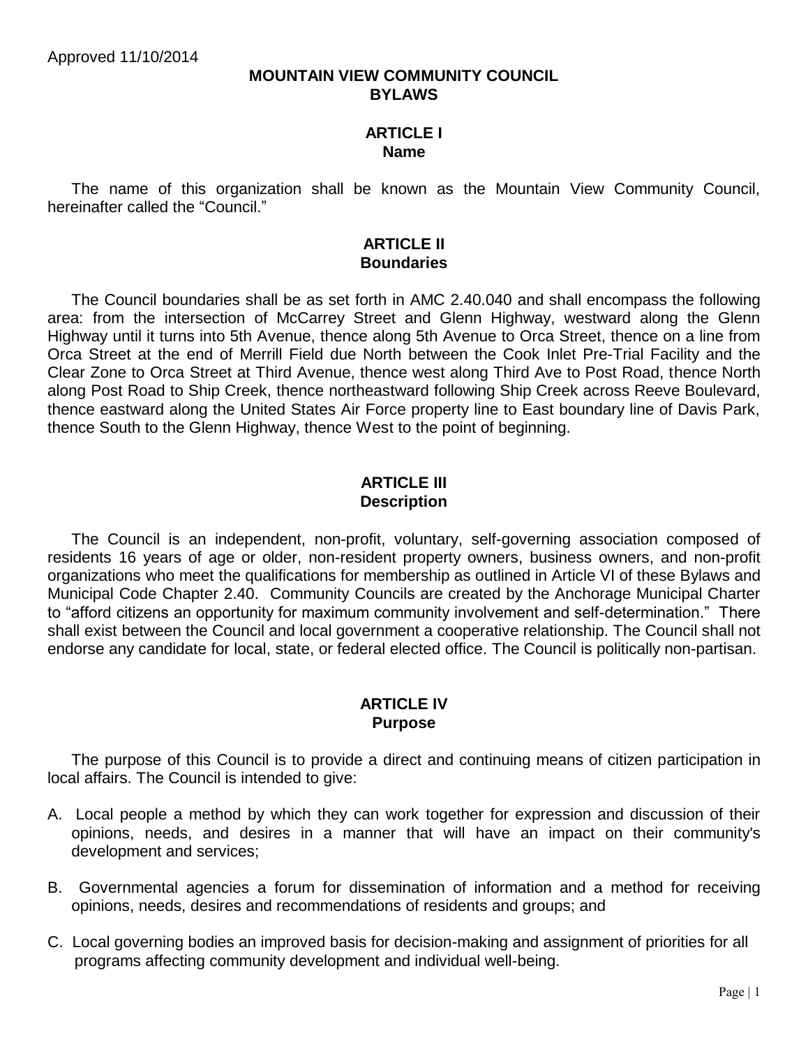Approved 11/10/2014

# MOUNTAIN VIEW COMMUNITY COUNCIL
# BYLAWS

## ARTICLE I
## Name

The name of this organization shall be known as the Mountain View Community Council, hereinafter called the "Council."

## ARTICLE II
## Boundaries

The Council boundaries shall be as set forth in AMC 2.40.040 and shall encompass the following area: from the intersection of McCarrey Street and Glenn Highway, westward along the Glenn Highway until it turns into 5th Avenue, thence along 5th Avenue to Orca Street, thence on a line from Orca Street at the end of Merrill Field due North between the Cook Inlet Pre-Trial Facility and the Clear Zone to Orca Street at Third Avenue, thence west along Third Ave to Post Road, thence North along Post Road to Ship Creek, thence northeastward following Ship Creek across Reeve Boulevard, thence eastward along the United States Air Force property line to East boundary line of Davis Park, thence South to the Glenn Highway, thence West to the point of beginning.

## ARTICLE III
## Description

The Council is an independent, non-profit, voluntary, self-governing association composed of residents 16 years of age or older, non-resident property owners, business owners, and non-profit organizations who meet the qualifications for membership as outlined in Article VI of these Bylaws and Municipal Code Chapter 2.40. Community Councils are created by the Anchorage Municipal Charter to "afford citizens an opportunity for maximum community involvement and self-determination." There shall exist between the Council and local government a cooperative relationship. The Council shall not endorse any candidate for local, state, or federal elected office. The Council is politically non-partisan.

## ARTICLE IV
## Purpose

The purpose of this Council is to provide a direct and continuing means of citizen participation in local affairs. The Council is intended to give:

A. Local people a method by which they can work together for expression and discussion of their opinions, needs, and desires in a manner that will have an impact on their community's development and services;

B. Governmental agencies a forum for dissemination of information and a method for receiving opinions, needs, desires and recommendations of residents and groups; and

C. Local governing bodies an improved basis for decision-making and assignment of priorities for all programs affecting community development and individual well-being.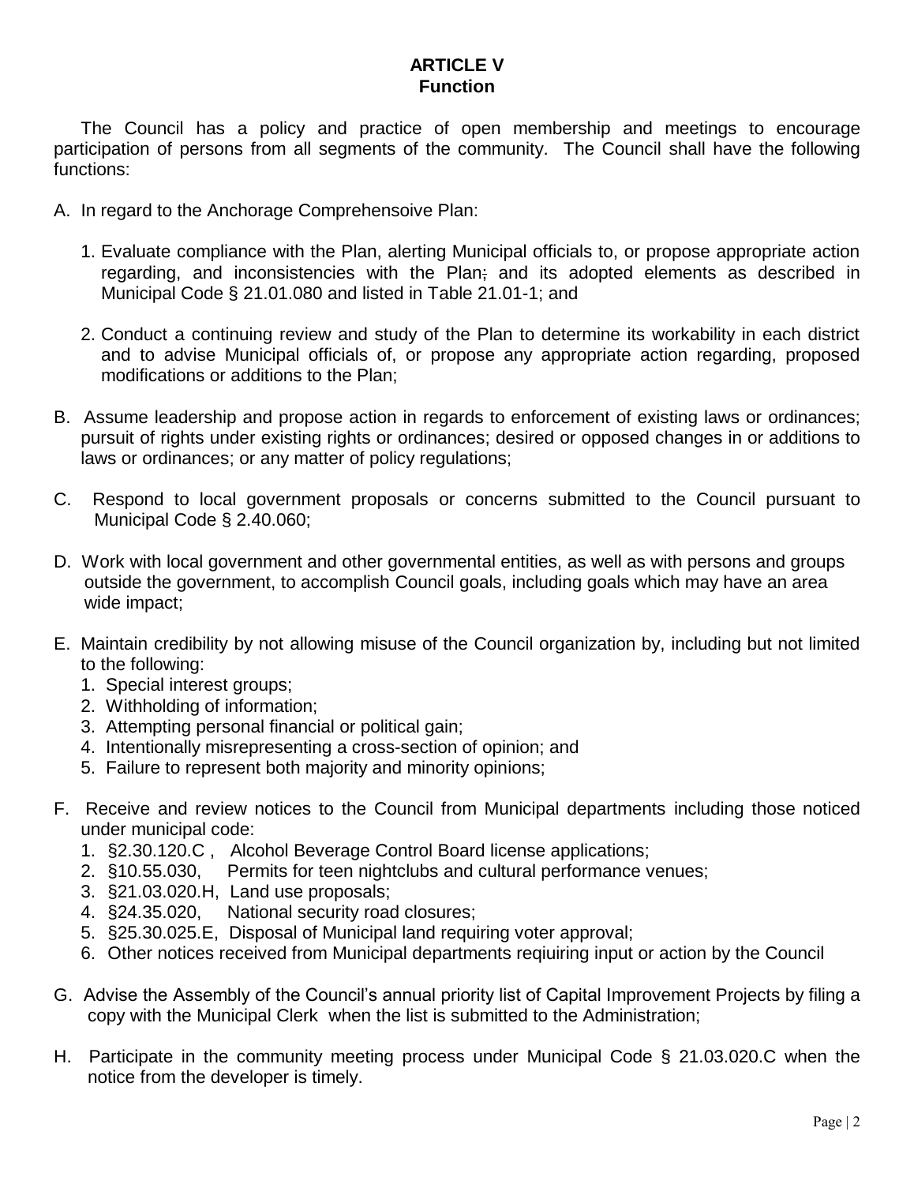## ARTICLE V
## Function

The Council has a policy and practice of open membership and meetings to encourage participation of persons from all segments of the community. The Council shall have the following functions:

A. In regard to the Anchorage Comprehensoive Plan:

   1. Evaluate compliance with the Plan, alerting Municipal officials to, or propose appropriate action regarding, and inconsistencies with the Plan; and its adopted elements as described in Municipal Code § 21.01.080 and listed in Table 21.01-1; and

   2. Conduct a continuing review and study of the Plan to determine its workability in each district and to advise Municipal officials of, or propose any appropriate action regarding, proposed modifications or additions to the Plan;

B. Assume leadership and propose action in regards to enforcement of existing laws or ordinances; pursuit of rights under existing rights or ordinances; desired or opposed changes in or additions to laws or ordinances; or any matter of policy regulations;

C. Respond to local government proposals or concerns submitted to the Council pursuant to Municipal Code § 2.40.060;

D. Work with local government and other governmental entities, as well as with persons and groups outside the government, to accomplish Council goals, including goals which may have an area wide impact;

E. Maintain credibility by not allowing misuse of the Council organization by, including but not limited to the following:
   1. Special interest groups;
   2. Withholding of information;
   3. Attempting personal financial or political gain;
   4. Intentionally misrepresenting a cross-section of opinion; and
   5. Failure to represent both majority and minority opinions;

F. Receive and review notices to the Council from Municipal departments including those noticed under municipal code:
   1. §2.30.120.C , Alcohol Beverage Control Board license applications;
   2. §10.55.030, Permits for teen nightclubs and cultural performance venues;
   3. §21.03.020.H, Land use proposals;
   4. §24.35.020, National security road closures;
   5. §25.30.025.E, Disposal of Municipal land requiring voter approval;
   6. Other notices received from Municipal departments reqiuiring input or action by the Council

G. Advise the Assembly of the Council's annual priority list of Capital Improvement Projects by filing a copy with the Municipal Clerk when the list is submitted to the Administration;

H. Participate in the community meeting process under Municipal Code § 21.03.020.C when the notice from the developer is timely.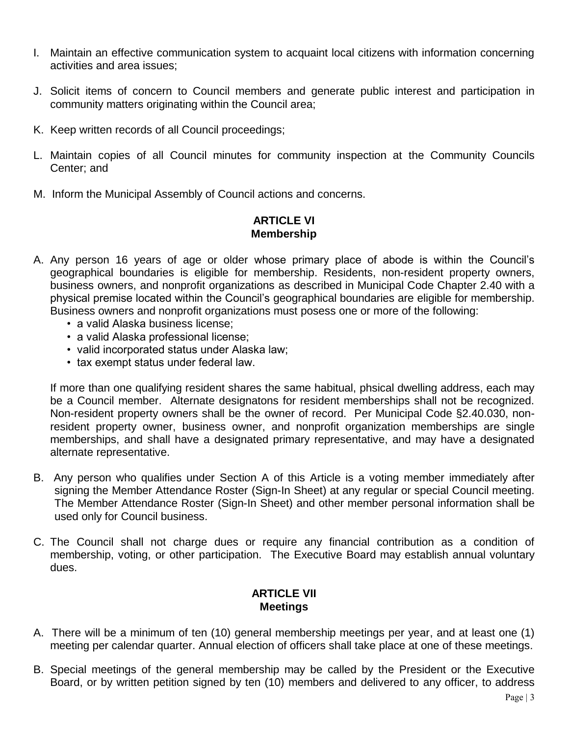I. Maintain an effective communication system to acquaint local citizens with information concerning activities and area issues;

J. Solicit items of concern to Council members and generate public interest and participation in community matters originating within the Council area;

K. Keep written records of all Council proceedings;

L. Maintain copies of all Council minutes for community inspection at the Community Councils Center; and

M. Inform the Municipal Assembly of Council actions and concerns.

## ARTICLE VI
## Membership

A. Any person 16 years of age or older whose primary place of abode is within the Council's geographical boundaries is eligible for membership. Residents, non-resident property owners, business owners, and nonprofit organizations as described in Municipal Code Chapter 2.40 with a physical premise located within the Council's geographical boundaries are eligible for membership. Business owners and nonprofit organizations must posess one or more of the following:
   - a valid Alaska business license;
   - a valid Alaska professional license;
   - valid incorporated status under Alaska law;
   - tax exempt status under federal law.

   If more than one qualifying resident shares the same habitual, phsical dwelling address, each may be a Council member. Alternate designatons for resident memberships shall not be recognized. Non-resident property owners shall be the owner of record. Per Municipal Code §2.40.030, non-resident property owner, business owner, and nonprofit organization memberships are single memberships, and shall have a designated primary representative, and may have a designated alternate representative.

B. Any person who qualifies under Section A of this Article is a voting member immediately after signing the Member Attendance Roster (Sign-In Sheet) at any regular or special Council meeting. The Member Attendance Roster (Sign-In Sheet) and other member personal information shall be used only for Council business.

C. The Council shall not charge dues or require any financial contribution as a condition of membership, voting, or other participation. The Executive Board may establish annual voluntary dues.

## ARTICLE VII
## Meetings

A. There will be a minimum of ten (10) general membership meetings per year, and at least one (1) meeting per calendar quarter. Annual election of officers shall take place at one of these meetings.

B. Special meetings of the general membership may be called by the President or the Executive Board, or by written petition signed by ten (10) members and delivered to any officer, to address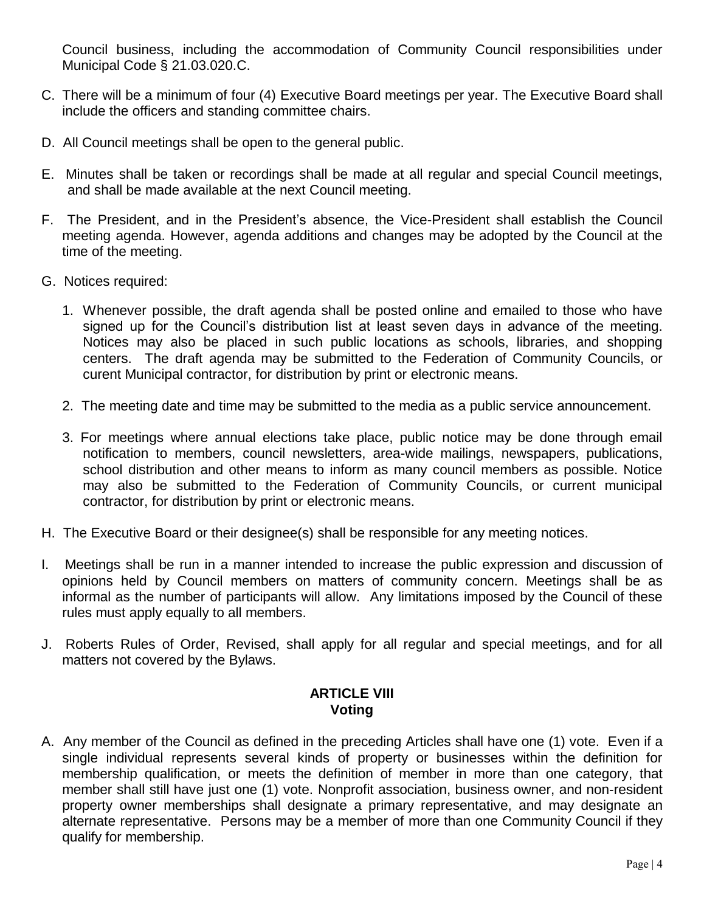Council business, including the accommodation of Community Council responsibilities under Municipal Code § 21.03.020.C.

C. There will be a minimum of four (4) Executive Board meetings per year. The Executive Board shall include the officers and standing committee chairs.

D. All Council meetings shall be open to the general public.

E. Minutes shall be taken or recordings shall be made at all regular and special Council meetings, and shall be made available at the next Council meeting.

F. The President, and in the President's absence, the Vice-President shall establish the Council meeting agenda. However, agenda additions and changes may be adopted by the Council at the time of the meeting.

G. Notices required:

   1. Whenever possible, the draft agenda shall be posted online and emailed to those who have signed up for the Council's distribution list at least seven days in advance of the meeting. Notices may also be placed in such public locations as schools, libraries, and shopping centers. The draft agenda may be submitted to the Federation of Community Councils, or curent Municipal contractor, for distribution by print or electronic means.

   2. The meeting date and time may be submitted to the media as a public service announcement.

   3. For meetings where annual elections take place, public notice may be done through email notification to members, council newsletters, area-wide mailings, newspapers, publications, school distribution and other means to inform as many council members as possible. Notice may also be submitted to the Federation of Community Councils, or current municipal contractor, for distribution by print or electronic means.

H. The Executive Board or their designee(s) shall be responsible for any meeting notices.

I. Meetings shall be run in a manner intended to increase the public expression and discussion of opinions held by Council members on matters of community concern. Meetings shall be as informal as the number of participants will allow. Any limitations imposed by the Council of these rules must apply equally to all members.

J. Roberts Rules of Order, Revised, shall apply for all regular and special meetings, and for all matters not covered by the Bylaws.

## ARTICLE VIII
## Voting

A. Any member of the Council as defined in the preceding Articles shall have one (1) vote. Even if a single individual represents several kinds of property or businesses within the definition for membership qualification, or meets the definition of member in more than one category, that member shall still have just one (1) vote. Nonprofit association, business owner, and non-resident property owner memberships shall designate a primary representative, and may designate an alternate representative. Persons may be a member of more than one Community Council if they qualify for membership.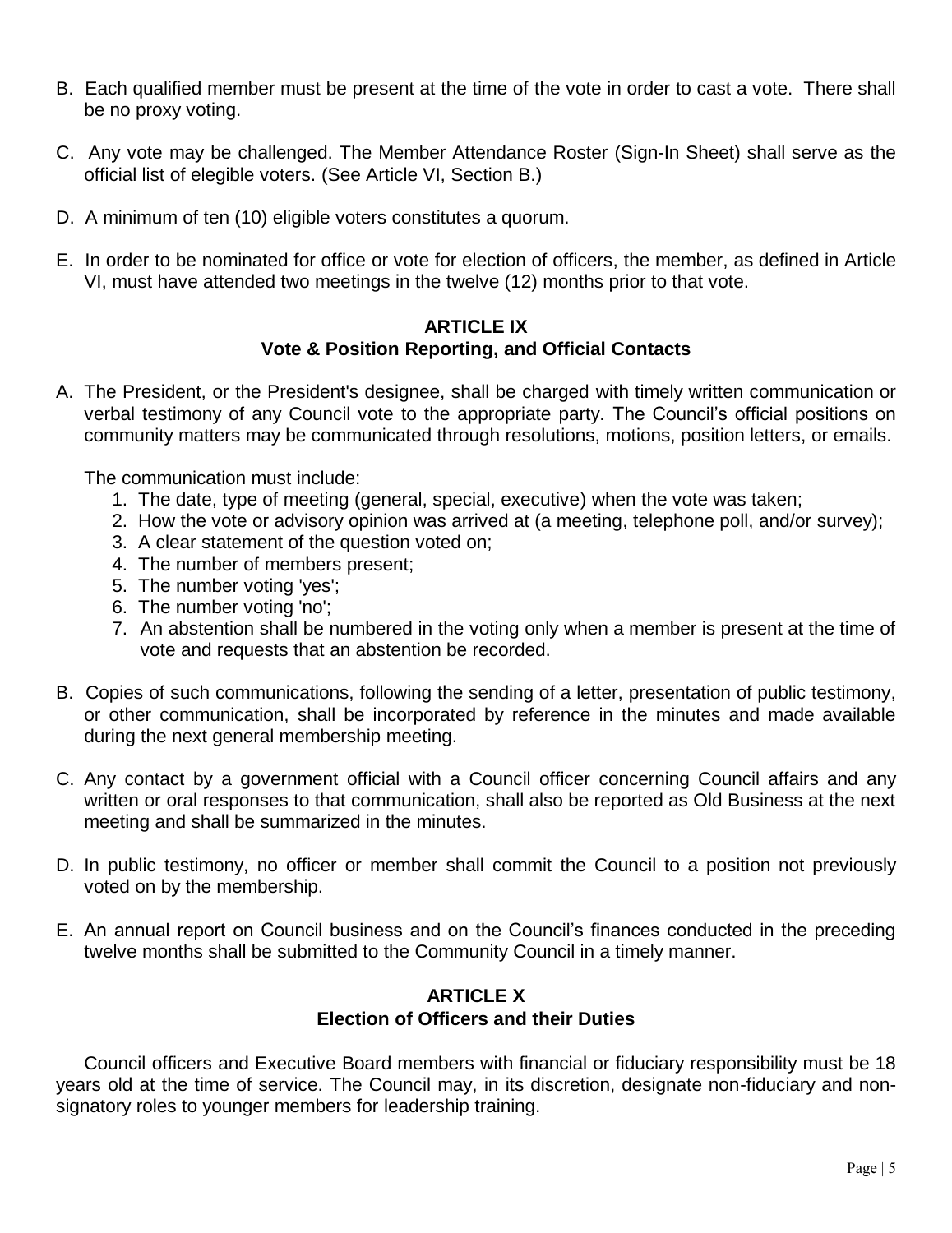B. Each qualified member must be present at the time of the vote in order to cast a vote. There shall be no proxy voting.

C. Any vote may be challenged. The Member Attendance Roster (Sign-In Sheet) shall serve as the official list of elegible voters. (See Article VI, Section B.)

D. A minimum of ten (10) eligible voters constitutes a quorum.

E. In order to be nominated for office or vote for election of officers, the member, as defined in Article VI, must have attended two meetings in the twelve (12) months prior to that vote.

## ARTICLE IX
## Vote & Position Reporting, and Official Contacts

A. The President, or the President's designee, shall be charged with timely written communication or verbal testimony of any Council vote to the appropriate party. The Council's official positions on community matters may be communicated through resolutions, motions, position letters, or emails.

   The communication must include:

   1. The date, type of meeting (general, special, executive) when the vote was taken;
   2. How the vote or advisory opinion was arrived at (a meeting, telephone poll, and/or survey);
   3. A clear statement of the question voted on;
   4. The number of members present;
   5. The number voting 'yes';
   6. The number voting 'no';
   7. An abstention shall be numbered in the voting only when a member is present at the time of vote and requests that an abstention be recorded.

B. Copies of such communications, following the sending of a letter, presentation of public testimony, or other communication, shall be incorporated by reference in the minutes and made available during the next general membership meeting.

C. Any contact by a government official with a Council officer concerning Council affairs and any written or oral responses to that communication, shall also be reported as Old Business at the next meeting and shall be summarized in the minutes.

D. In public testimony, no officer or member shall commit the Council to a position not previously voted on by the membership.

E. An annual report on Council business and on the Council's finances conducted in the preceding twelve months shall be submitted to the Community Council in a timely manner.

## ARTICLE X
## Election of Officers and their Duties

Council officers and Executive Board members with financial or fiduciary responsibility must be 18 years old at the time of service. The Council may, in its discretion, designate non-fiduciary and non-signatory roles to younger members for leadership training.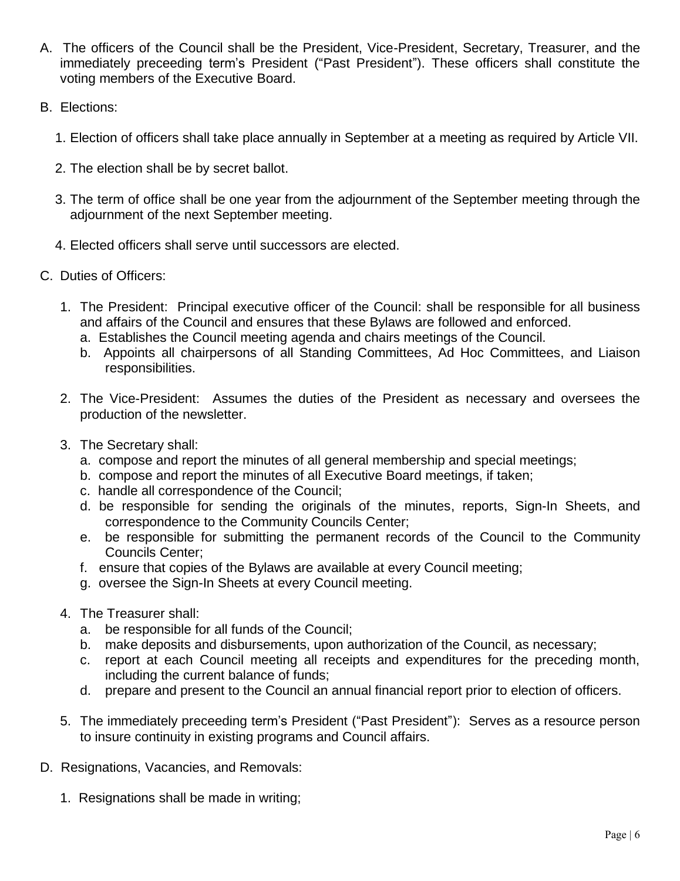A. The officers of the Council shall be the President, Vice-President, Secretary, Treasurer, and the immediately preceeding term's President ("Past President"). These officers shall constitute the voting members of the Executive Board.

B. Elections:

   1. Election of officers shall take place annually in September at a meeting as required by Article VII.

   2. The election shall be by secret ballot.

   3. The term of office shall be one year from the adjournment of the September meeting through the adjournment of the next September meeting.

   4. Elected officers shall serve until successors are elected.

C. Duties of Officers:

   1. The President: Principal executive officer of the Council: shall be responsible for all business and affairs of the Council and ensures that these Bylaws are followed and enforced.
      a. Establishes the Council meeting agenda and chairs meetings of the Council.
      b. Appoints all chairpersons of all Standing Committees, Ad Hoc Committees, and Liaison responsibilities.

   2. The Vice-President: Assumes the duties of the President as necessary and oversees the production of the newsletter.

   3. The Secretary shall:
      a. compose and report the minutes of all general membership and special meetings;
      b. compose and report the minutes of all Executive Board meetings, if taken;
      c. handle all correspondence of the Council;
      d. be responsible for sending the originals of the minutes, reports, Sign-In Sheets, and correspondence to the Community Councils Center;
      e. be responsible for submitting the permanent records of the Council to the Community Councils Center;
      f. ensure that copies of the Bylaws are available at every Council meeting;
      g. oversee the Sign-In Sheets at every Council meeting.

   4. The Treasurer shall:
      a. be responsible for all funds of the Council;
      b. make deposits and disbursements, upon authorization of the Council, as necessary;
      c. report at each Council meeting all receipts and expenditures for the preceding month, including the current balance of funds;
      d. prepare and present to the Council an annual financial report prior to election of officers.

   5. The immediately preceeding term's President ("Past President"): Serves as a resource person to insure continuity in existing programs and Council affairs.

D. Resignations, Vacancies, and Removals:

   1. Resignations shall be made in writing;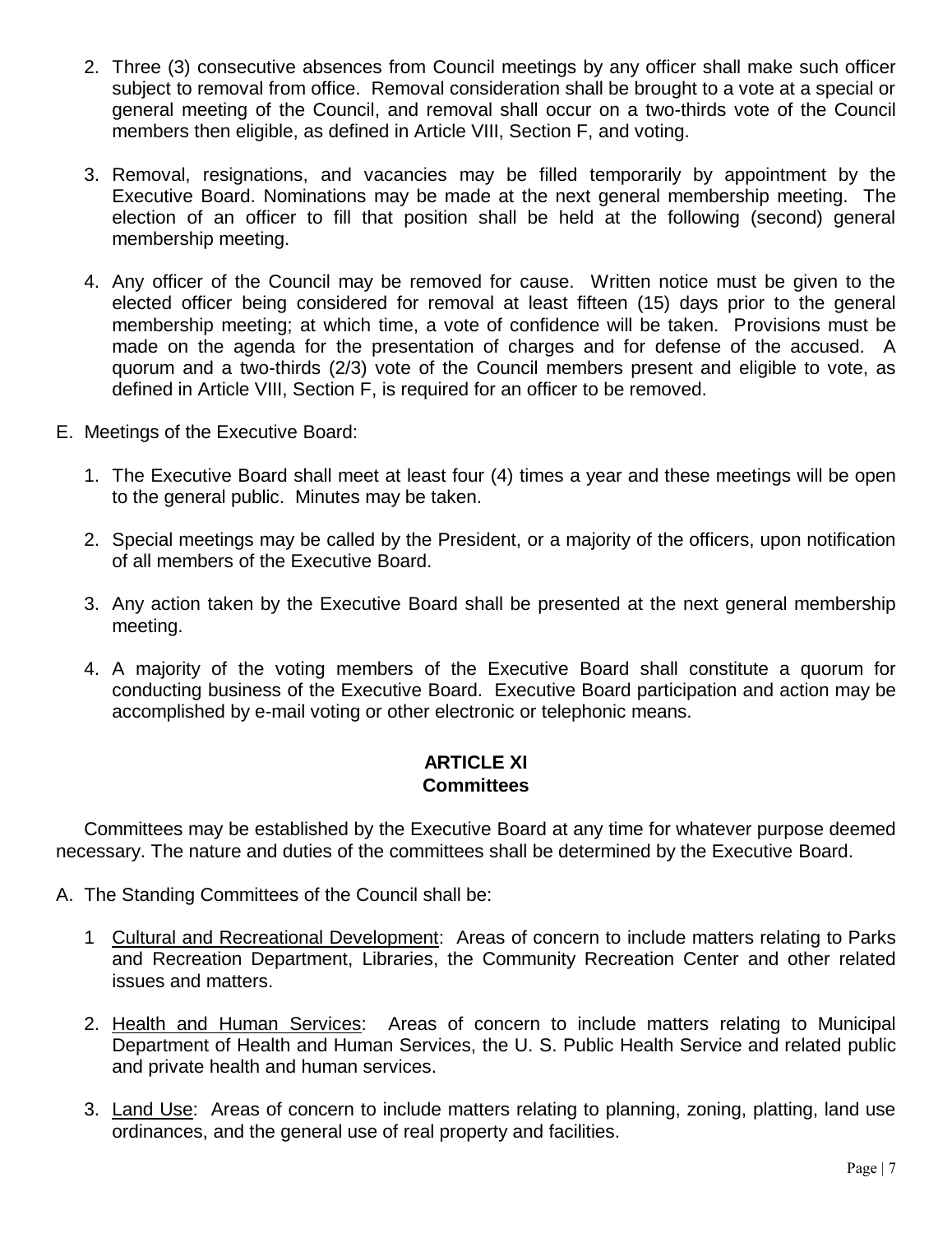2. Three (3) consecutive absences from Council meetings by any officer shall make such officer subject to removal from office. Removal consideration shall be brought to a vote at a special or general meeting of the Council, and removal shall occur on a two-thirds vote of the Council members then eligible, as defined in Article VIII, Section F, and voting.

3. Removal, resignations, and vacancies may be filled temporarily by appointment by the Executive Board. Nominations may be made at the next general membership meeting. The election of an officer to fill that position shall be held at the following (second) general membership meeting.

4. Any officer of the Council may be removed for cause. Written notice must be given to the elected officer being considered for removal at least fifteen (15) days prior to the general membership meeting; at which time, a vote of confidence will be taken. Provisions must be made on the agenda for the presentation of charges and for defense of the accused. A quorum and a two-thirds (2/3) vote of the Council members present and eligible to vote, as defined in Article VIII, Section F, is required for an officer to be removed.

E. Meetings of the Executive Board:

1. The Executive Board shall meet at least four (4) times a year and these meetings will be open to the general public. Minutes may be taken.

2. Special meetings may be called by the President, or a majority of the officers, upon notification of all members of the Executive Board.

3. Any action taken by the Executive Board shall be presented at the next general membership meeting.

4. A majority of the voting members of the Executive Board shall constitute a quorum for conducting business of the Executive Board. Executive Board participation and action may be accomplished by e-mail voting or other electronic or telephonic means.

## ARTICLE XI
## Committees

Committees may be established by the Executive Board at any time for whatever purpose deemed necessary. The nature and duties of the committees shall be determined by the Executive Board.

A. The Standing Committees of the Council shall be:

1 Cultural and Recreational Development: Areas of concern to include matters relating to Parks and Recreation Department, Libraries, the Community Recreation Center and other related issues and matters.

2. Health and Human Services: Areas of concern to include matters relating to Municipal Department of Health and Human Services, the U. S. Public Health Service and related public and private health and human services.

3. Land Use: Areas of concern to include matters relating to planning, zoning, platting, land use ordinances, and the general use of real property and facilities.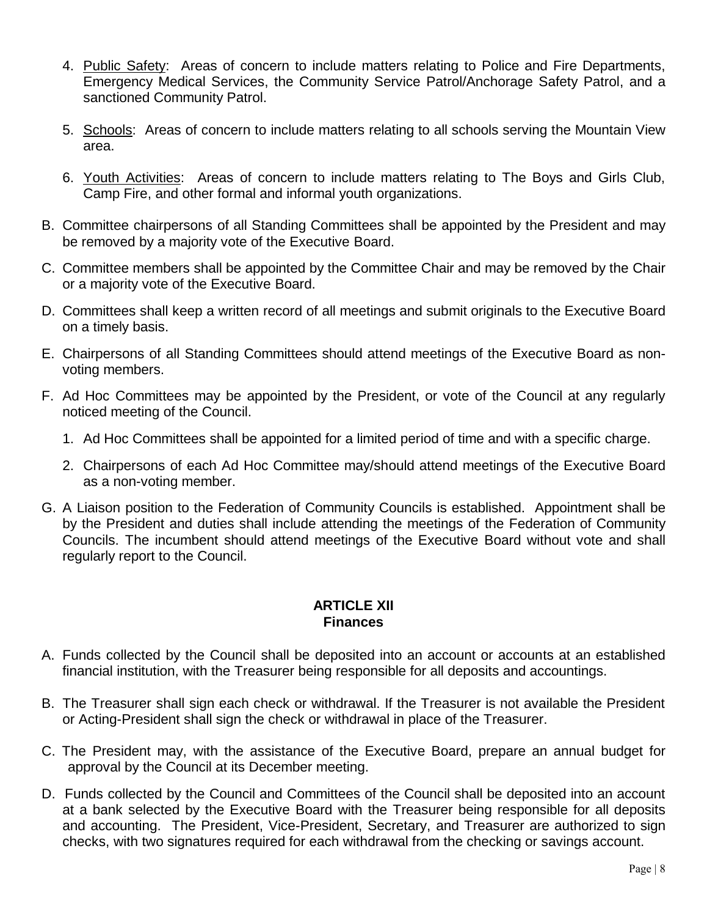4. Public Safety: Areas of concern to include matters relating to Police and Fire Departments, Emergency Medical Services, the Community Service Patrol/Anchorage Safety Patrol, and a sanctioned Community Patrol.

5. Schools: Areas of concern to include matters relating to all schools serving the Mountain View area.

6. Youth Activities: Areas of concern to include matters relating to The Boys and Girls Club, Camp Fire, and other formal and informal youth organizations.

B. Committee chairpersons of all Standing Committees shall be appointed by the President and may be removed by a majority vote of the Executive Board.

C. Committee members shall be appointed by the Committee Chair and may be removed by the Chair or a majority vote of the Executive Board.

D. Committees shall keep a written record of all meetings and submit originals to the Executive Board on a timely basis.

E. Chairpersons of all Standing Committees should attend meetings of the Executive Board as non-voting members.

F. Ad Hoc Committees may be appointed by the President, or vote of the Council at any regularly noticed meeting of the Council.

   1. Ad Hoc Committees shall be appointed for a limited period of time and with a specific charge.

   2. Chairpersons of each Ad Hoc Committee may/should attend meetings of the Executive Board as a non-voting member.

G. A Liaison position to the Federation of Community Councils is established. Appointment shall be by the President and duties shall include attending the meetings of the Federation of Community Councils. The incumbent should attend meetings of the Executive Board without vote and shall regularly report to the Council.

## ARTICLE XII
## Finances

A. Funds collected by the Council shall be deposited into an account or accounts at an established financial institution, with the Treasurer being responsible for all deposits and accountings.

B. The Treasurer shall sign each check or withdrawal. If the Treasurer is not available the President or Acting-President shall sign the check or withdrawal in place of the Treasurer.

C. The President may, with the assistance of the Executive Board, prepare an annual budget for approval by the Council at its December meeting.

D. Funds collected by the Council and Committees of the Council shall be deposited into an account at a bank selected by the Executive Board with the Treasurer being responsible for all deposits and accounting. The President, Vice-President, Secretary, and Treasurer are authorized to sign checks, with two signatures required for each withdrawal from the checking or savings account.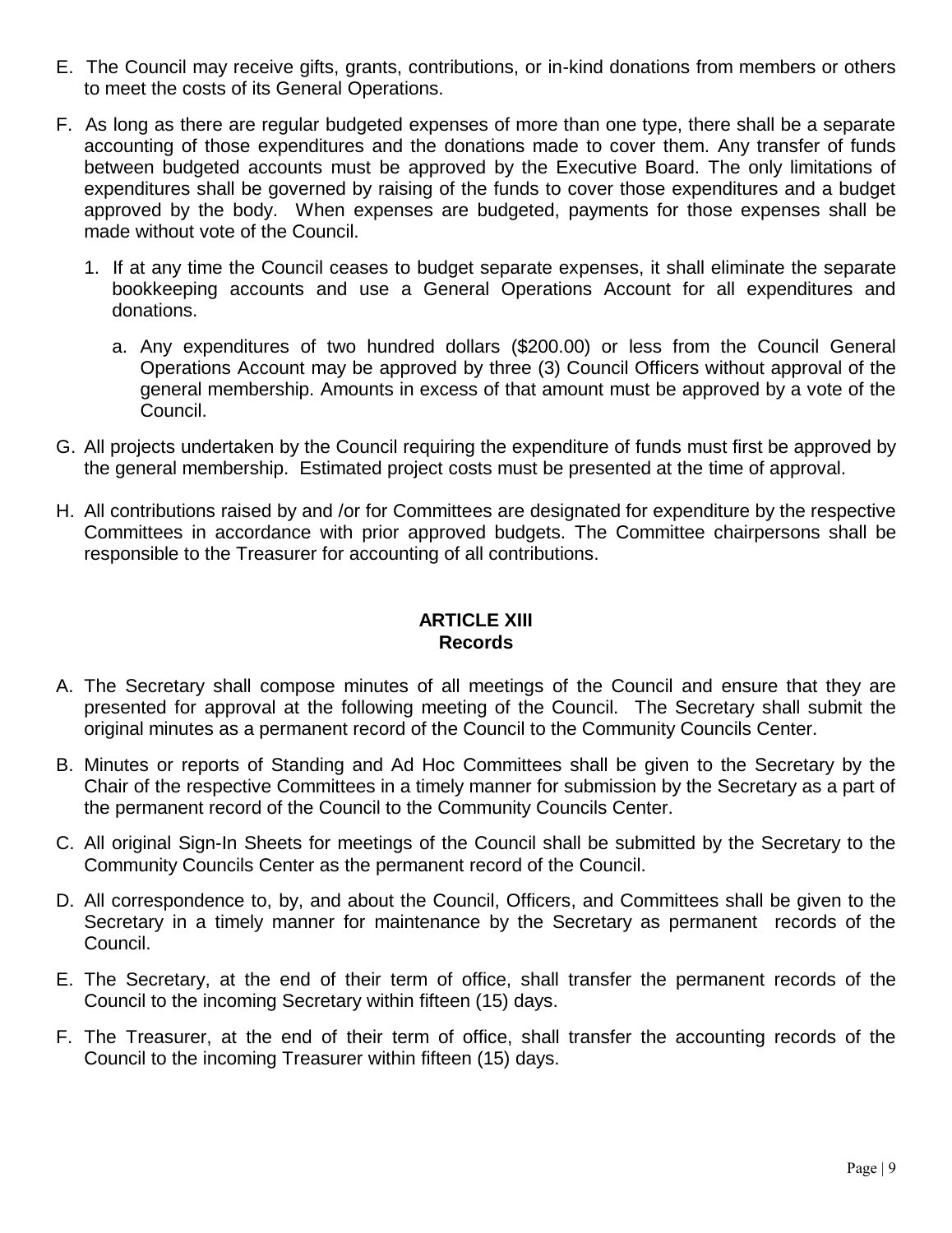E. The Council may receive gifts, grants, contributions, or in-kind donations from members or others to meet the costs of its General Operations.

F. As long as there are regular budgeted expenses of more than one type, there shall be a separate accounting of those expenditures and the donations made to cover them. Any transfer of funds between budgeted accounts must be approved by the Executive Board. The only limitations of expenditures shall be governed by raising of the funds to cover those expenditures and a budget approved by the body. When expenses are budgeted, payments for those expenses shall be made without vote of the Council.

   1. If at any time the Council ceases to budget separate expenses, it shall eliminate the separate bookkeeping accounts and use a General Operations Account for all expenditures and donations.

      a. Any expenditures of two hundred dollars ($200.00) or less from the Council General Operations Account may be approved by three (3) Council Officers without approval of the general membership. Amounts in excess of that amount must be approved by a vote of the Council.

G. All projects undertaken by the Council requiring the expenditure of funds must first be approved by the general membership. Estimated project costs must be presented at the time of approval.

H. All contributions raised by and /or for Committees are designated for expenditure by the respective Committees in accordance with prior approved budgets. The Committee chairpersons shall be responsible to the Treasurer for accounting of all contributions.

## ARTICLE XIII
## Records

A. The Secretary shall compose minutes of all meetings of the Council and ensure that they are presented for approval at the following meeting of the Council. The Secretary shall submit the original minutes as a permanent record of the Council to the Community Councils Center.

B. Minutes or reports of Standing and Ad Hoc Committees shall be given to the Secretary by the Chair of the respective Committees in a timely manner for submission by the Secretary as a part of the permanent record of the Council to the Community Councils Center.

C. All original Sign-In Sheets for meetings of the Council shall be submitted by the Secretary to the Community Councils Center as the permanent record of the Council.

D. All correspondence to, by, and about the Council, Officers, and Committees shall be given to the Secretary in a timely manner for maintenance by the Secretary as permanent records of the Council.

E. The Secretary, at the end of their term of office, shall transfer the permanent records of the Council to the incoming Secretary within fifteen (15) days.

F. The Treasurer, at the end of their term of office, shall transfer the accounting records of the Council to the incoming Treasurer within fifteen (15) days.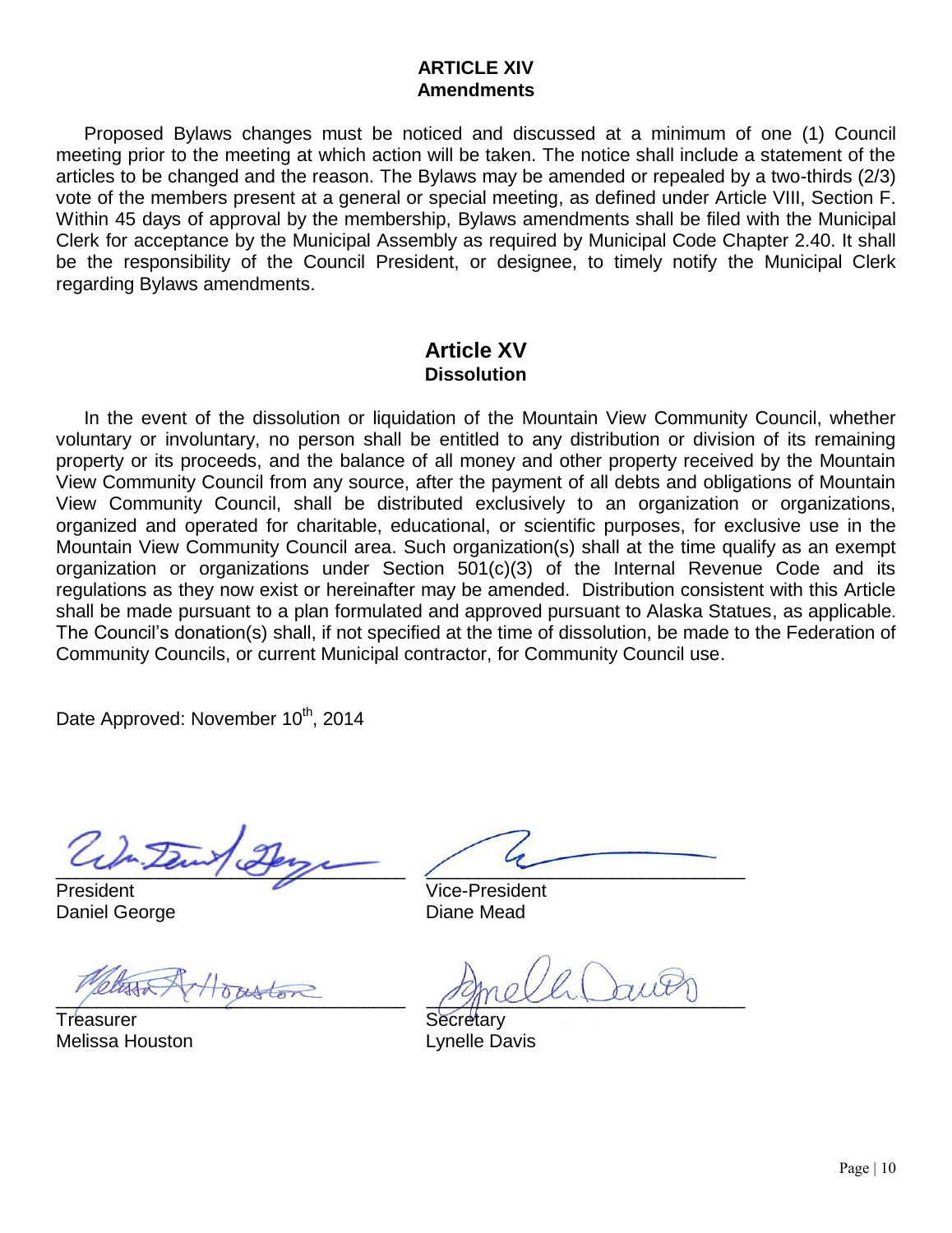### ARTICLE XIV
### Amendments

Proposed Bylaws changes must be noticed and discussed at a minimum of one (1) Council meeting prior to the meeting at which action will be taken. The notice shall include a statement of the articles to be changed and the reason. The Bylaws may be amended or repealed by a two-thirds (2/3) vote of the members present at a general or special meeting, as defined under Article VIII, Section F. Within 45 days of approval by the membership, Bylaws amendments shall be filed with the Municipal Clerk for acceptance by the Municipal Assembly as required by Municipal Code Chapter 2.40. It shall be the responsibility of the Council President, or designee, to timely notify the Municipal Clerk regarding Bylaws amendments.

## Article XV
### Dissolution

In the event of the dissolution or liquidation of the Mountain View Community Council, whether voluntary or involuntary, no person shall be entitled to any distribution or division of its remaining property or its proceeds, and the balance of all money and other property received by the Mountain View Community Council from any source, after the payment of all debts and obligations of Mountain View Community Council, shall be distributed exclusively to an organization or organizations, organized and operated for charitable, educational, or scientific purposes, for exclusive use in the Mountain View Community Council area. Such organization(s) shall at the time qualify as an exempt organization or organizations under Section 501(c)(3) of the Internal Revenue Code and its regulations as they now exist or hereinafter may be amended. Distribution consistent with this Article shall be made pursuant to a plan formulated and approved pursuant to Alaska Statues, as applicable. The Council's donation(s) shall, if not specified at the time of dissolution, be made to the Federation of Community Councils, or current Municipal contractor, for Community Council use.

Date Approved: November 10th, 2014

President
Daniel George

Vice-President
Diane Mead

Treasurer
Melissa Houston

Secretary
Lynelle Davis